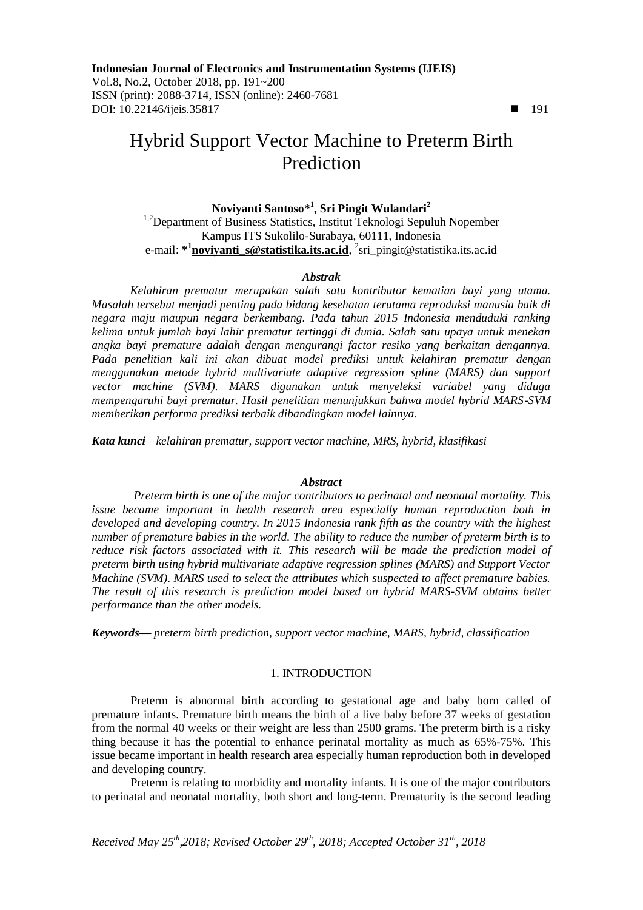# Hybrid Support Vector Machine to Preterm Birth Prediction

**Noviyanti Santoso*[1], Sri Pingit Wulandari[2]**

[1,2]Department of Business Statistics, Institut Teknologi Sepuluh Nopember
Kampus ITS Sukolilo-Surabaya, 60111, Indonesia
e-mail: ***[1]noviyanti_s@statistika.its.ac.id**, [2]sri_pingit@statistika.its.ac.id

### *Abstrak*

*Kelahiran prematur merupakan salah satu kontributor kematian bayi yang utama. Masalah tersebut menjadi penting pada bidang kesehatan terutama reproduksi manusia baik di negara maju maupun negara berkembang. Pada tahun 2015 Indonesia menduduki ranking kelima untuk jumlah bayi lahir prematur tertinggi di dunia. Salah satu upaya untuk menekan angka bayi premature adalah dengan mengurangi factor resiko yang berkaitan dengannya. Pada penelitian kali ini akan dibuat model prediksi untuk kelahiran prematur dengan menggunakan metode hybrid multivariate adaptive regression spline (MARS) dan support vector machine (SVM). MARS digunakan untuk menyeleksi variabel yang diduga mempengaruhi bayi prematur. Hasil penelitian menunjukkan bahwa model hybrid MARS-SVM memberikan performa prediksi terbaik dibandingkan model lainnya.*

***Kata kunci****—kelahiran prematur, support vector machine, MRS, hybrid, klasifikasi*

### *Abstract*

*Preterm birth is one of the major contributors to perinatal and neonatal mortality. This issue became important in health research area especially human reproduction both in developed and developing country. In 2015 Indonesia rank fifth as the country with the highest number of premature babies in the world. The ability to reduce the number of preterm birth is to reduce risk factors associated with it. This research will be made the prediction model of preterm birth using hybrid multivariate adaptive regression splines (MARS) and Support Vector Machine (SVM). MARS used to select the attributes which suspected to affect premature babies. The result of this research is prediction model based on hybrid MARS-SVM obtains better performance than the other models.*

***Keywords****— preterm birth prediction, support vector machine, MARS, hybrid, classification*

## 1. INTRODUCTION

Preterm is abnormal birth according to gestational age and baby born called of premature infants. Premature birth means the birth of a live baby before 37 weeks of gestation from the normal 40 weeks or their weight are less than 2500 grams. The preterm birth is a risky thing because it has the potential to enhance perinatal mortality as much as 65%-75%. This issue became important in health research area especially human reproduction both in developed and developing country.

Preterm is relating to morbidity and mortality infants. It is one of the major contributors to perinatal and neonatal mortality, both short and long-term. Prematurity is the second leading

*Received May 25th,2018; Revised October 29th, 2018; Accepted October 31th, 2018*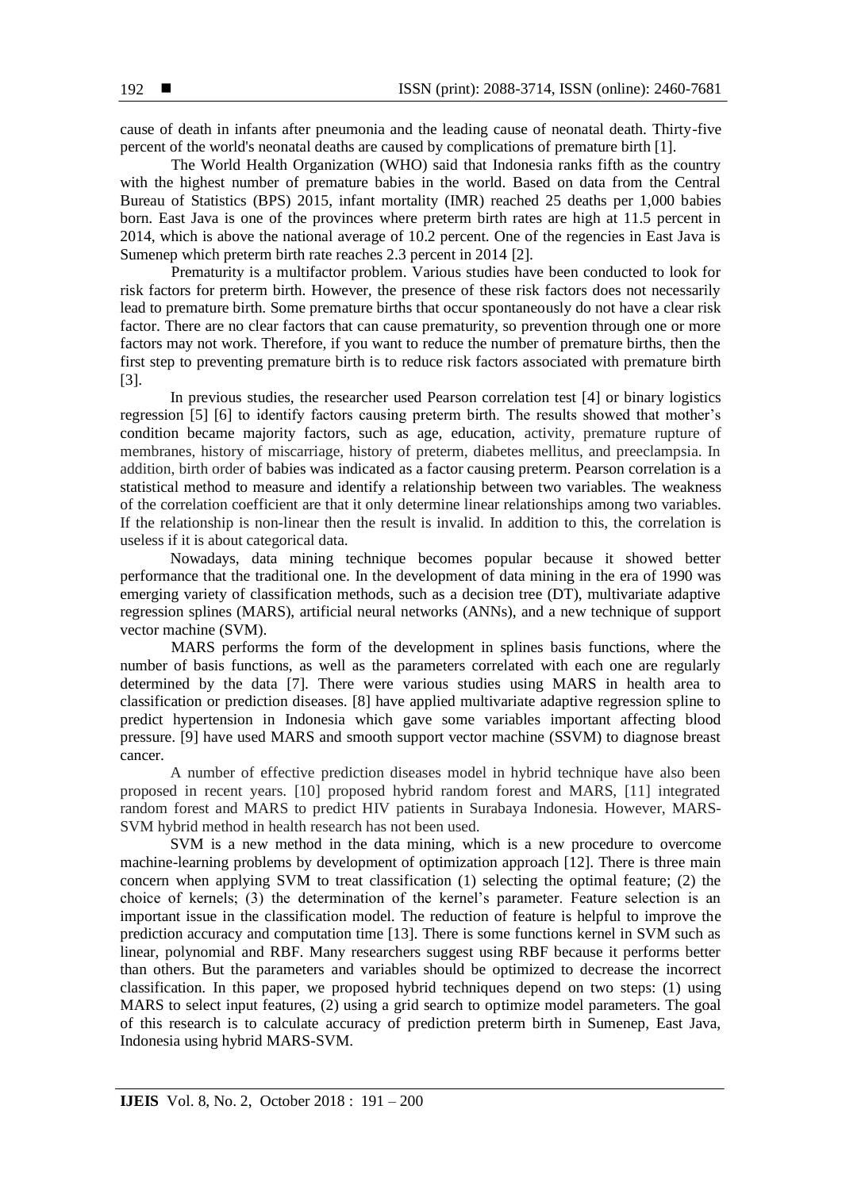cause of death in infants after pneumonia and the leading cause of neonatal death. Thirty-five percent of the world's neonatal deaths are caused by complications of premature birth [1].

The World Health Organization (WHO) said that Indonesia ranks fifth as the country with the highest number of premature babies in the world. Based on data from the Central Bureau of Statistics (BPS) 2015, infant mortality (IMR) reached 25 deaths per 1,000 babies born. East Java is one of the provinces where preterm birth rates are high at 11.5 percent in 2014, which is above the national average of 10.2 percent. One of the regencies in East Java is Sumenep which preterm birth rate reaches 2.3 percent in 2014 [2].

Prematurity is a multifactor problem. Various studies have been conducted to look for risk factors for preterm birth. However, the presence of these risk factors does not necessarily lead to premature birth. Some premature births that occur spontaneously do not have a clear risk factor. There are no clear factors that can cause prematurity, so prevention through one or more factors may not work. Therefore, if you want to reduce the number of premature births, then the first step to preventing premature birth is to reduce risk factors associated with premature birth [3].

In previous studies, the researcher used Pearson correlation test [4] or binary logistics regression [5] [6] to identify factors causing preterm birth. The results showed that mother's condition became majority factors, such as age, education, activity, premature rupture of membranes, history of miscarriage, history of preterm, diabetes mellitus, and preeclampsia. In addition, birth order of babies was indicated as a factor causing preterm. Pearson correlation is a statistical method to measure and identify a relationship between two variables. The weakness of the correlation coefficient are that it only determine linear relationships among two variables. If the relationship is non-linear then the result is invalid. In addition to this, the correlation is useless if it is about categorical data.

Nowadays, data mining technique becomes popular because it showed better performance that the traditional one. In the development of data mining in the era of 1990 was emerging variety of classification methods, such as a decision tree (DT), multivariate adaptive regression splines (MARS), artificial neural networks (ANNs), and a new technique of support vector machine (SVM).

MARS performs the form of the development in splines basis functions, where the number of basis functions, as well as the parameters correlated with each one are regularly determined by the data [7]. There were various studies using MARS in health area to classification or prediction diseases. [8] have applied multivariate adaptive regression spline to predict hypertension in Indonesia which gave some variables important affecting blood pressure. [9] have used MARS and smooth support vector machine (SSVM) to diagnose breast cancer.

A number of effective prediction diseases model in hybrid technique have also been proposed in recent years. [10] proposed hybrid random forest and MARS, [11] integrated random forest and MARS to predict HIV patients in Surabaya Indonesia. However, MARS-SVM hybrid method in health research has not been used.

SVM is a new method in the data mining, which is a new procedure to overcome machine-learning problems by development of optimization approach [12]. There is three main concern when applying SVM to treat classification (1) selecting the optimal feature; (2) the choice of kernels; (3) the determination of the kernel's parameter. Feature selection is an important issue in the classification model. The reduction of feature is helpful to improve the prediction accuracy and computation time [13]. There is some functions kernel in SVM such as linear, polynomial and RBF. Many researchers suggest using RBF because it performs better than others. But the parameters and variables should be optimized to decrease the incorrect classification. In this paper, we proposed hybrid techniques depend on two steps: (1) using MARS to select input features, (2) using a grid search to optimize model parameters. The goal of this research is to calculate accuracy of prediction preterm birth in Sumenep, East Java, Indonesia using hybrid MARS-SVM.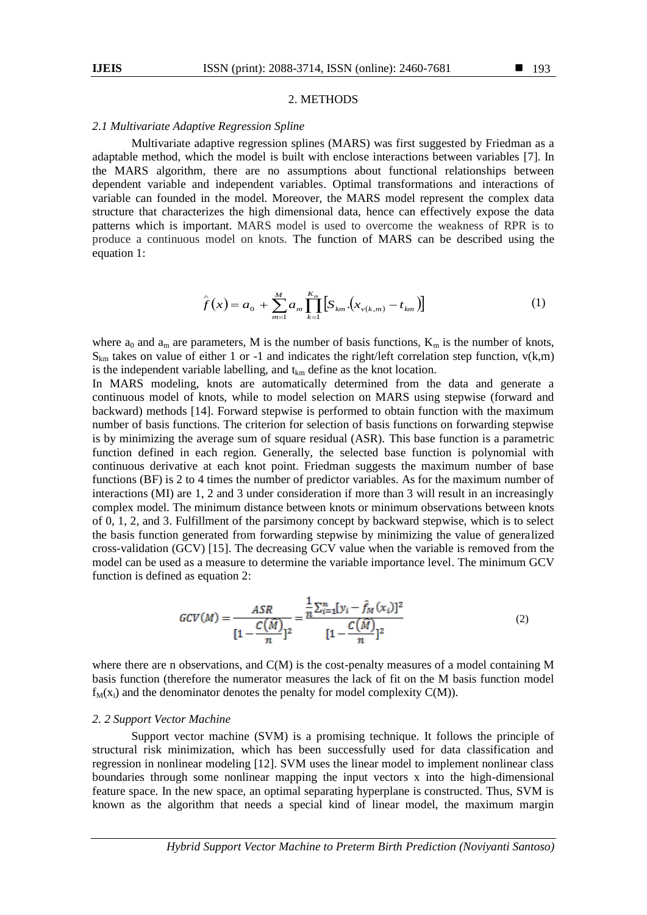## 2. METHODS

### *2.1 Multivariate Adaptive Regression Spline*

Multivariate adaptive regression splines (MARS) was first suggested by Friedman as a adaptable method, which the model is built with enclose interactions between variables [7]. In the MARS algorithm, there are no assumptions about functional relationships between dependent variable and independent variables. Optimal transformations and interactions of variable can founded in the model. Moreover, the MARS model represent the complex data structure that characterizes the high dimensional data, hence can effectively expose the data patterns which is important. MARS model is used to overcome the weakness of RPR is to produce a continuous model on knots. The function of MARS can be described using the equation 1:

$$\hat{f}(x) = a_0 + \sum_{m=1}^{M} a_m \prod_{k=1}^{K_m} \left[ S_{km} . \left( x_{v(k,m)} - t_{km} \right) \right] \tag{1}$$

where $a_0$ and $a_m$ are parameters, M is the number of basis functions, $K_m$ is the number of knots, $S_{km}$ takes on value of either 1 or -1 and indicates the right/left correlation step function, v(k,m) is the independent variable labelling, and $t_{km}$ define as the knot location.

In MARS modeling, knots are automatically determined from the data and generate a continuous model of knots, while to model selection on MARS using stepwise (forward and backward) methods [14]. Forward stepwise is performed to obtain function with the maximum number of basis functions. The criterion for selection of basis functions on forwarding stepwise is by minimizing the average sum of square residual (ASR). This base function is a parametric function defined in each region. Generally, the selected base function is polynomial with continuous derivative at each knot point. Friedman suggests the maximum number of base functions (BF) is 2 to 4 times the number of predictor variables. As for the maximum number of interactions (MI) are 1, 2 and 3 under consideration if more than 3 will result in an increasingly complex model. The minimum distance between knots or minimum observations between knots of 0, 1, 2, and 3. Fulfillment of the parsimony concept by backward stepwise, which is to select the basis function generated from forwarding stepwise by minimizing the value of generalized cross-validation (GCV) [15]. The decreasing GCV value when the variable is removed from the model can be used as a measure to determine the variable importance level. The minimum GCV function is defined as equation 2:

$$GCV(M) = \frac{ASR}{\left[1 - \frac{C(\hat{M})}{n}\right]^2} = \frac{\frac{1}{n}\sum_{i=1}^{n}[y_i - \hat{f}_M(x_i)]^2}{\left[1 - \frac{C(\hat{M})}{n}\right]^2} \tag{2}$$

where there are n observations, and C(M) is the cost-penalty measures of a model containing M basis function (therefore the numerator measures the lack of fit on the M basis function model $f_M(x_i)$ and the denominator denotes the penalty for model complexity C(M)).

### *2. 2 Support Vector Machine*

Support vector machine (SVM) is a promising technique. It follows the principle of structural risk minimization, which has been successfully used for data classification and regression in nonlinear modeling [12]. SVM uses the linear model to implement nonlinear class boundaries through some nonlinear mapping the input vectors x into the high-dimensional feature space. In the new space, an optimal separating hyperplane is constructed. Thus, SVM is known as the algorithm that needs a special kind of linear model, the maximum margin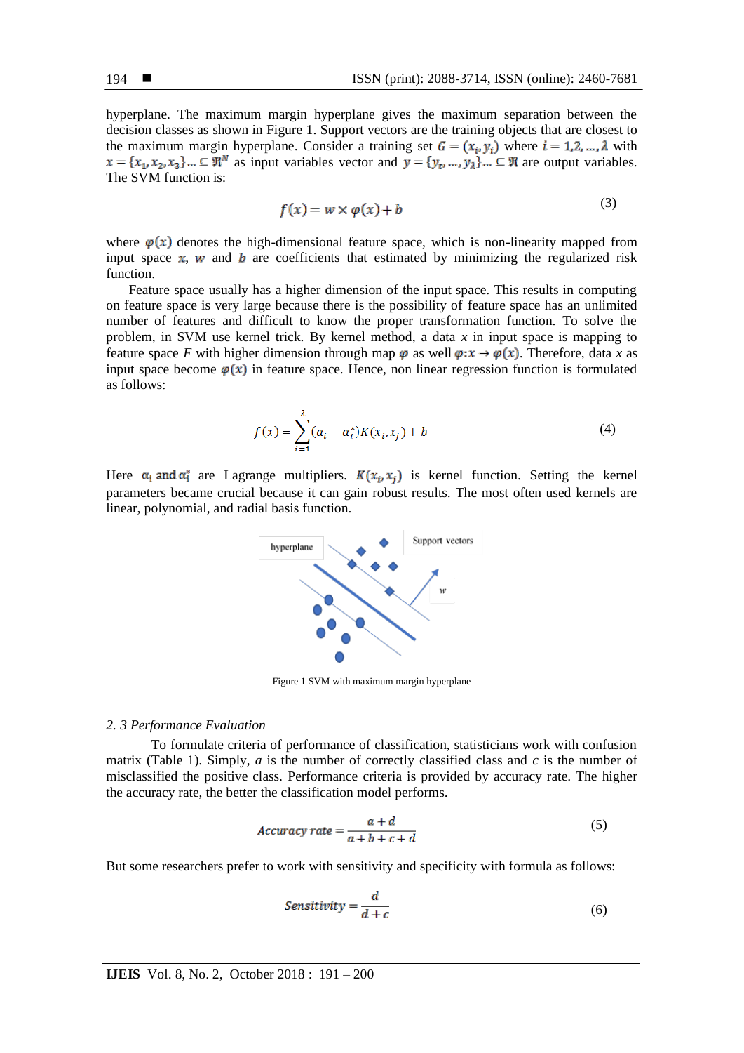hyperplane. The maximum margin hyperplane gives the maximum separation between the decision classes as shown in Figure 1. Support vectors are the training objects that are closest to the maximum margin hyperplane. Consider a training set $G = (x_i, y_i)$ where $i = 1,2, \ldots, \lambda$ with $x = \{x_1, x_2, x_3\} \ldots \subseteq \Re^N$ as input variables vector and $y = \{y_t, \ldots, y_\lambda\} \ldots \subseteq \Re$ are output variables. The SVM function is:

$$f(x) = w \times \varphi(x) + b \tag{3}$$

where $\varphi(x)$ denotes the high-dimensional feature space, which is non-linearity mapped from input space $x$, $w$ and $b$ are coefficients that estimated by minimizing the regularized risk function.

Feature space usually has a higher dimension of the input space. This results in computing on feature space is very large because there is the possibility of feature space has an unlimited number of features and difficult to know the proper transformation function. To solve the problem, in SVM use kernel trick. By kernel method, a data $x$ in input space is mapping to feature space $F$ with higher dimension through map $\varphi$ as well $\varphi: x \to \varphi(x)$. Therefore, data $x$ as input space become $\varphi(x)$ in feature space. Hence, non linear regression function is formulated as follows:

$$f(x) = \sum_{i=1}^{\lambda} (\alpha_i - \alpha_i^*) K(x_i, x_j) + b \tag{4}$$

Here $\alpha_i$ and $\alpha_i^*$ are Lagrange multipliers. $K(x_i, x_j)$ is kernel function. Setting the kernel parameters became crucial because it can gain robust results. The most often used kernels are linear, polynomial, and radial basis function.

Figure 1 SVM with maximum margin hyperplane

*2. 3 Performance Evaluation*

To formulate criteria of performance of classification, statisticians work with confusion matrix (Table 1). Simply, *a* is the number of correctly classified class and *c* is the number of misclassified the positive class. Performance criteria is provided by accuracy rate. The higher the accuracy rate, the better the classification model performs.

$$Accuracy\ rate = \frac{a + d}{a + b + c + d} \tag{5}$$

But some researchers prefer to work with sensitivity and specificity with formula as follows:

$$Sensitivity = \frac{d}{d + c} \tag{6}$$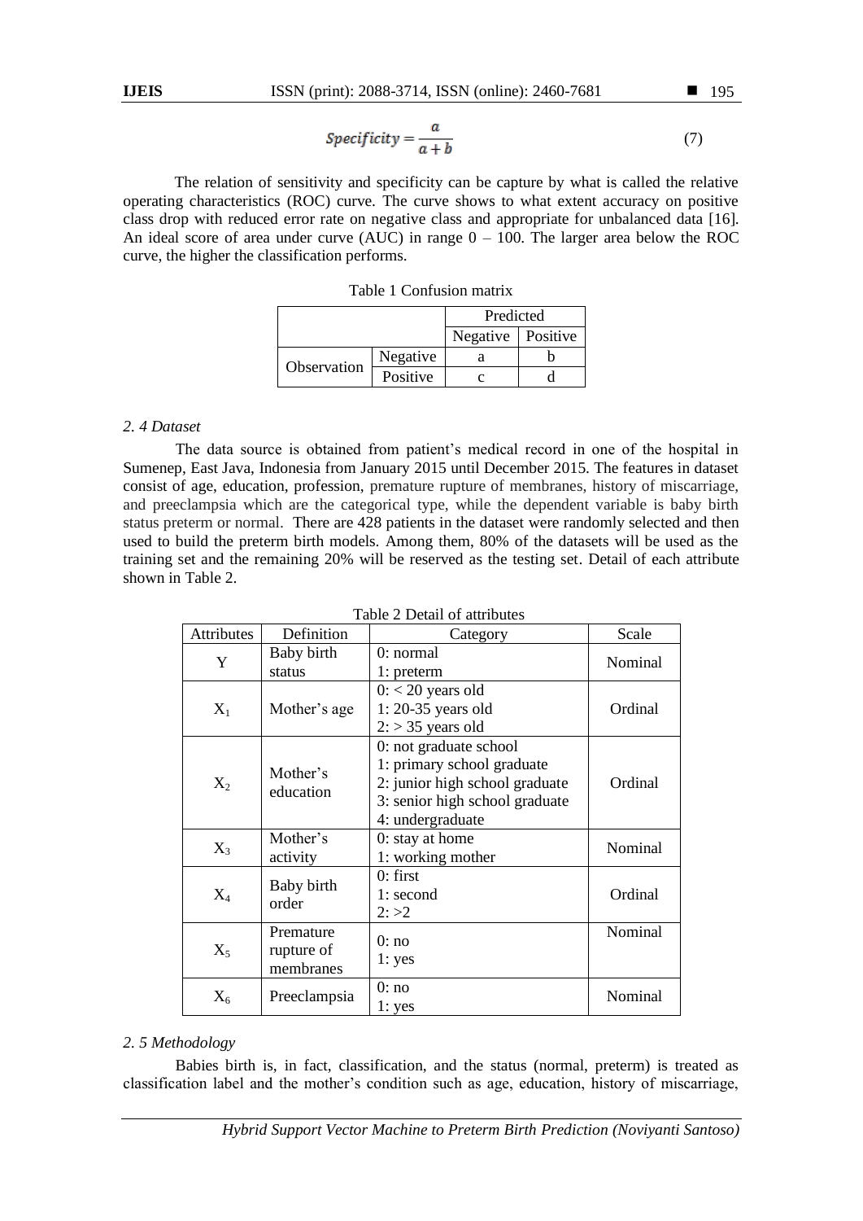$$Specificity = \frac{a}{a+b} \quad (7)$$

The relation of sensitivity and specificity can be capture by what is called the relative operating characteristics (ROC) curve. The curve shows to what extent accuracy on positive class drop with reduced error rate on negative class and appropriate for unbalanced data [16]. An ideal score of area under curve (AUC) in range 0 – 100. The larger area below the ROC curve, the higher the classification performs.

Table 1 Confusion matrix

| | | Predicted | |
|---|---|---|---|
| | | Negative | Positive |
| Observation | Negative | a | b |
| | Positive | c | d |

*2. 4 Dataset*

The data source is obtained from patient's medical record in one of the hospital in Sumenep, East Java, Indonesia from January 2015 until December 2015. The features in dataset consist of age, education, profession, premature rupture of membranes, history of miscarriage, and preeclampsia which are the categorical type, while the dependent variable is baby birth status preterm or normal. There are 428 patients in the dataset were randomly selected and then used to build the preterm birth models. Among them, 80% of the datasets will be used as the training set and the remaining 20% will be reserved as the testing set. Detail of each attribute shown in Table 2.

Table 2 Detail of attributes

| Attributes | Definition | Category | Scale |
|---|---|---|---|
| Y | Baby birth status | 0: normal<br>1: preterm | Nominal |
| $X_1$ | Mother's age | 0: < 20 years old<br>1: 20-35 years old<br>2: > 35 years old | Ordinal |
| $X_2$ | Mother's education | 0: not graduate school<br>1: primary school graduate<br>2: junior high school graduate<br>3: senior high school graduate<br>4: undergraduate | Ordinal |
| $X_3$ | Mother's activity | 0: stay at home<br>1: working mother | Nominal |
| $X_4$ | Baby birth order | 0: first<br>1: second<br>2: >2 | Ordinal |
| $X_5$ | Premature rupture of membranes | 0: no<br>1: yes | Nominal |
| $X_6$ | Preeclampsia | 0: no<br>1: yes | Nominal |

*2. 5 Methodology*

Babies birth is, in fact, classification, and the status (normal, preterm) is treated as classification label and the mother's condition such as age, education, history of miscarriage,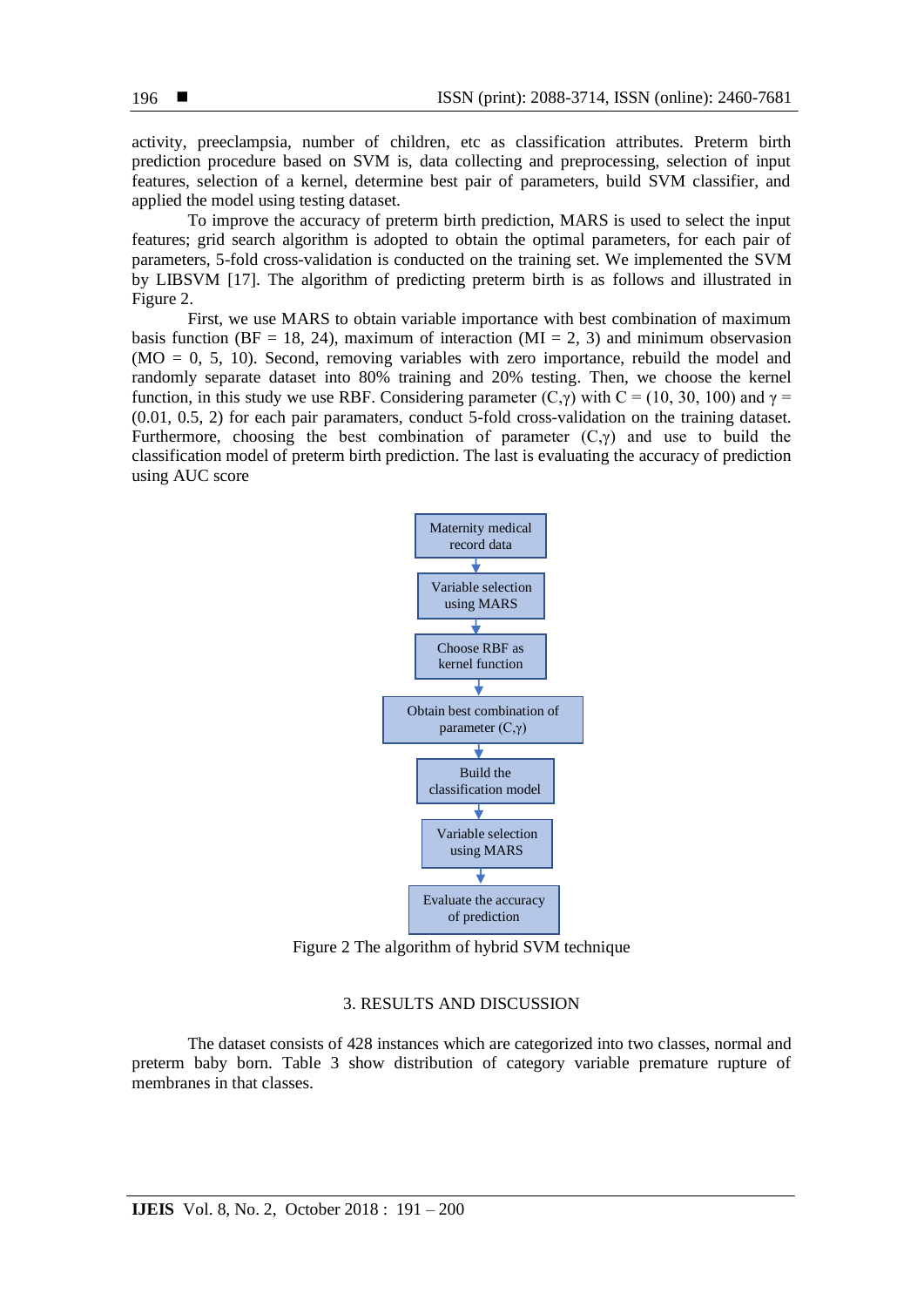activity, preeclampsia, number of children, etc as classification attributes. Preterm birth prediction procedure based on SVM is, data collecting and preprocessing, selection of input features, selection of a kernel, determine best pair of parameters, build SVM classifier, and applied the model using testing dataset.

To improve the accuracy of preterm birth prediction, MARS is used to select the input features; grid search algorithm is adopted to obtain the optimal parameters, for each pair of parameters, 5-fold cross-validation is conducted on the training set. We implemented the SVM by LIBSVM [17]. The algorithm of predicting preterm birth is as follows and illustrated in Figure 2.

First, we use MARS to obtain variable importance with best combination of maximum basis function (BF = 18, 24), maximum of interaction (MI = 2, 3) and minimum observation (MO = 0, 5, 10). Second, removing variables with zero importance, rebuild the model and randomly separate dataset into 80% training and 20% testing. Then, we choose the kernel function, in this study we use RBF. Considering parameter $(C,\gamma)$ with C = (10, 30, 100) and $\gamma$ = (0.01, 0.5, 2) for each pair paramaters, conduct 5-fold cross-validation on the training dataset. Furthermore, choosing the best combination of parameter $(C,\gamma)$ and use to build the classification model of preterm birth prediction. The last is evaluating the accuracy of prediction using AUC score

Maternity medical record data → Variable selection using MARS → Choose RBF as kernel function → Obtain best combination of parameter $(C,\gamma)$ → Build the classification model → Variable selection using MARS → Evaluate the accuracy of prediction

Figure 2 The algorithm of hybrid SVM technique

## 3. RESULTS AND DISCUSSION

The dataset consists of 428 instances which are categorized into two classes, normal and preterm baby born. Table 3 show distribution of category variable premature rupture of membranes in that classes.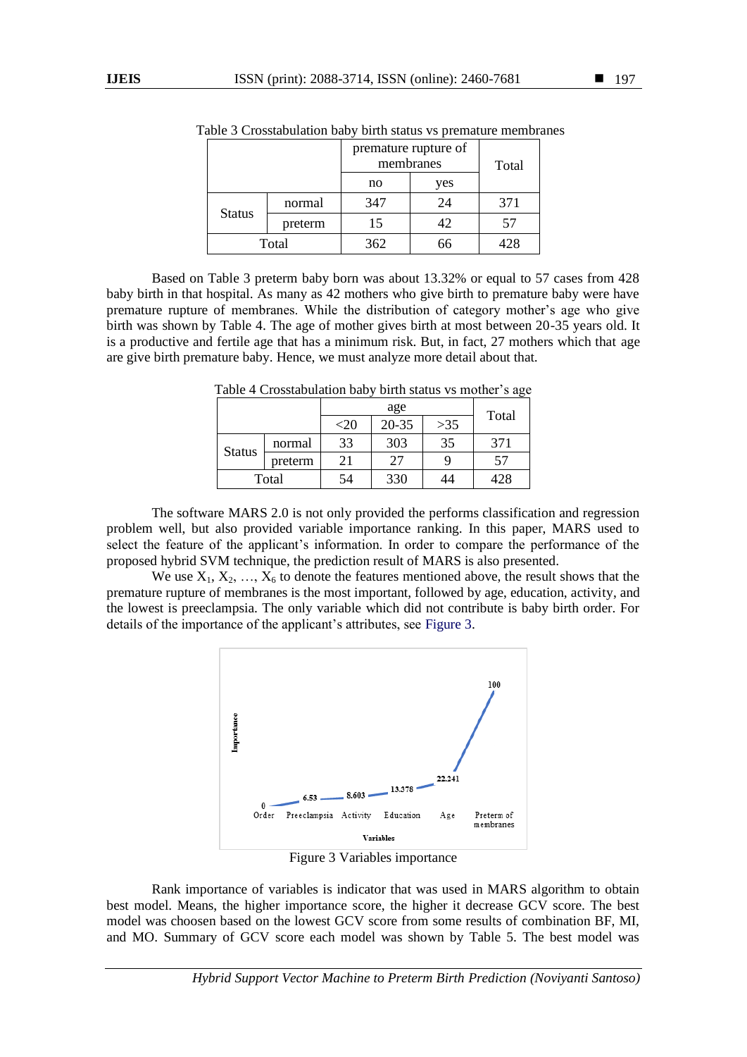Table 3 Crosstabulation baby birth status vs premature membranes

| | | premature rupture of membranes | | Total |
|---|---|---|---|---|
| | | no | yes | |
| Status | normal | 347 | 24 | 371 |
| | preterm | 15 | 42 | 57 |
| Total | | 362 | 66 | 428 |

Based on Table 3 preterm baby born was about 13.32% or equal to 57 cases from 428 baby birth in that hospital. As many as 42 mothers who give birth to premature baby were have premature rupture of membranes. While the distribution of category mother's age who give birth was shown by Table 4. The age of mother gives birth at most between 20-35 years old. It is a productive and fertile age that has a minimum risk. But, in fact, 27 mothers which that age are give birth premature baby. Hence, we must analyze more detail about that.

Table 4 Crosstabulation baby birth status vs mother's age

| | | age | | | Total |
|---|---|---|---|---|---|
| | | <20 | 20-35 | >35 | |
| Status | normal | 33 | 303 | 35 | 371 |
| | preterm | 21 | 27 | 9 | 57 |
| Total | | 54 | 330 | 44 | 428 |

The software MARS 2.0 is not only provided the performs classification and regression problem well, but also provided variable importance ranking. In this paper, MARS used to select the feature of the applicant's information. In order to compare the performance of the proposed hybrid SVM technique, the prediction result of MARS is also presented.

We use $X_1$, $X_2$, …, $X_6$ to denote the features mentioned above, the result shows that the premature rupture of membranes is the most important, followed by age, education, activity, and the lowest is preeclampsia. The only variable which did not contribute is baby birth order. For details of the importance of the applicant's attributes, see Figure 3.

Figure 3 Variables importance

Rank importance of variables is indicator that was used in MARS algorithm to obtain best model. Means, the higher importance score, the higher it decrease GCV score. The best model was choosen based on the lowest GCV score from some results of combination BF, MI, and MO. Summary of GCV score each model was shown by Table 5. The best model was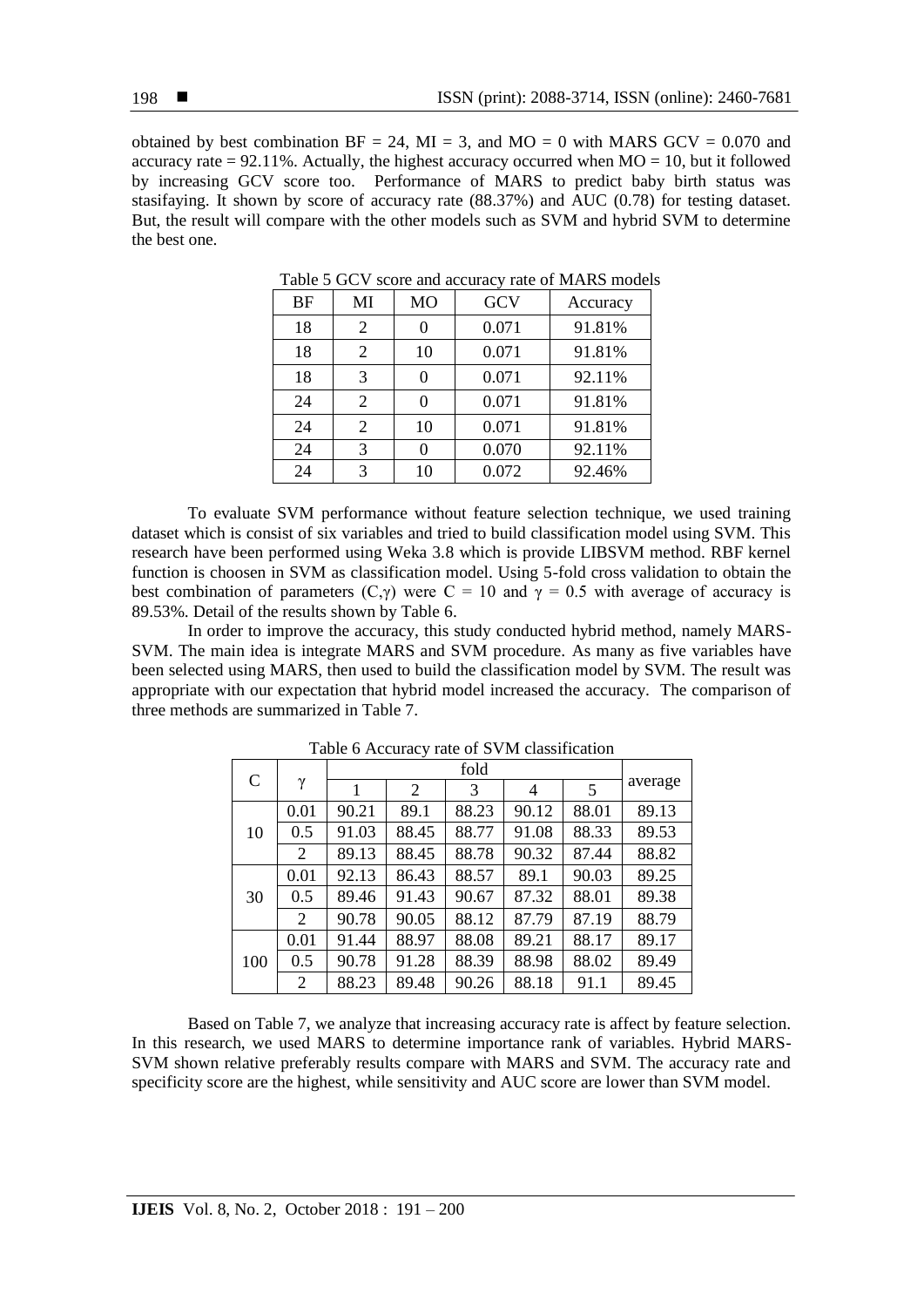obtained by best combination BF = 24, MI = 3, and MO = 0 with MARS GCV = 0.070 and accuracy rate = 92.11%. Actually, the highest accuracy occurred when MO = 10, but it followed by increasing GCV score too. Performance of MARS to predict baby birth status was stasifaying. It shown by score of accuracy rate (88.37%) and AUC (0.78) for testing dataset. But, the result will compare with the other models such as SVM and hybrid SVM to determine the best one.

Table 5 GCV score and accuracy rate of MARS models

| BF | MI | MO | GCV | Accuracy |
|---|---|---|---|---|
| 18 | 2 | 0 | 0.071 | 91.81% |
| 18 | 2 | 10 | 0.071 | 91.81% |
| 18 | 3 | 0 | 0.071 | 92.11% |
| 24 | 2 | 0 | 0.071 | 91.81% |
| 24 | 2 | 10 | 0.071 | 91.81% |
| 24 | 3 | 0 | 0.070 | 92.11% |
| 24 | 3 | 10 | 0.072 | 92.46% |

To evaluate SVM performance without feature selection technique, we used training dataset which is consist of six variables and tried to build classification model using SVM. This research have been performed using Weka 3.8 which is provide LIBSVM method. RBF kernel function is choosen in SVM as classification model. Using 5-fold cross validation to obtain the best combination of parameters ($C,\gamma$) were $C = 10$ and $\gamma = 0.5$ with average of accuracy is 89.53%. Detail of the results shown by Table 6.

In order to improve the accuracy, this study conducted hybrid method, namely MARS-SVM. The main idea is integrate MARS and SVM procedure. As many as five variables have been selected using MARS, then used to build the classification model by SVM. The result was appropriate with our expectation that hybrid model increased the accuracy. The comparison of three methods are summarized in Table 7.

Table 6 Accuracy rate of SVM classification

| C | $\gamma$ | fold | | | | | average |
|---|---|---|---|---|---|---|---|
| | | 1 | 2 | 3 | 4 | 5 | |
| 10 | 0.01 | 90.21 | 89.1 | 88.23 | 90.12 | 88.01 | 89.13 |
| | 0.5 | 91.03 | 88.45 | 88.77 | 91.08 | 88.33 | 89.53 |
| | 2 | 89.13 | 88.45 | 88.78 | 90.32 | 87.44 | 88.82 |
| 30 | 0.01 | 92.13 | 86.43 | 88.57 | 89.1 | 90.03 | 89.25 |
| | 0.5 | 89.46 | 91.43 | 90.67 | 87.32 | 88.01 | 89.38 |
| | 2 | 90.78 | 90.05 | 88.12 | 87.79 | 87.19 | 88.79 |
| 100 | 0.01 | 91.44 | 88.97 | 88.08 | 89.21 | 88.17 | 89.17 |
| | 0.5 | 90.78 | 91.28 | 88.39 | 88.98 | 88.02 | 89.49 |
| | 2 | 88.23 | 89.48 | 90.26 | 88.18 | 91.1 | 89.45 |

Based on Table 7, we analyze that increasing accuracy rate is affect by feature selection. In this research, we used MARS to determine importance rank of variables. Hybrid MARS-SVM shown relative preferably results compare with MARS and SVM. The accuracy rate and specificity score are the highest, while sensitivity and AUC score are lower than SVM model.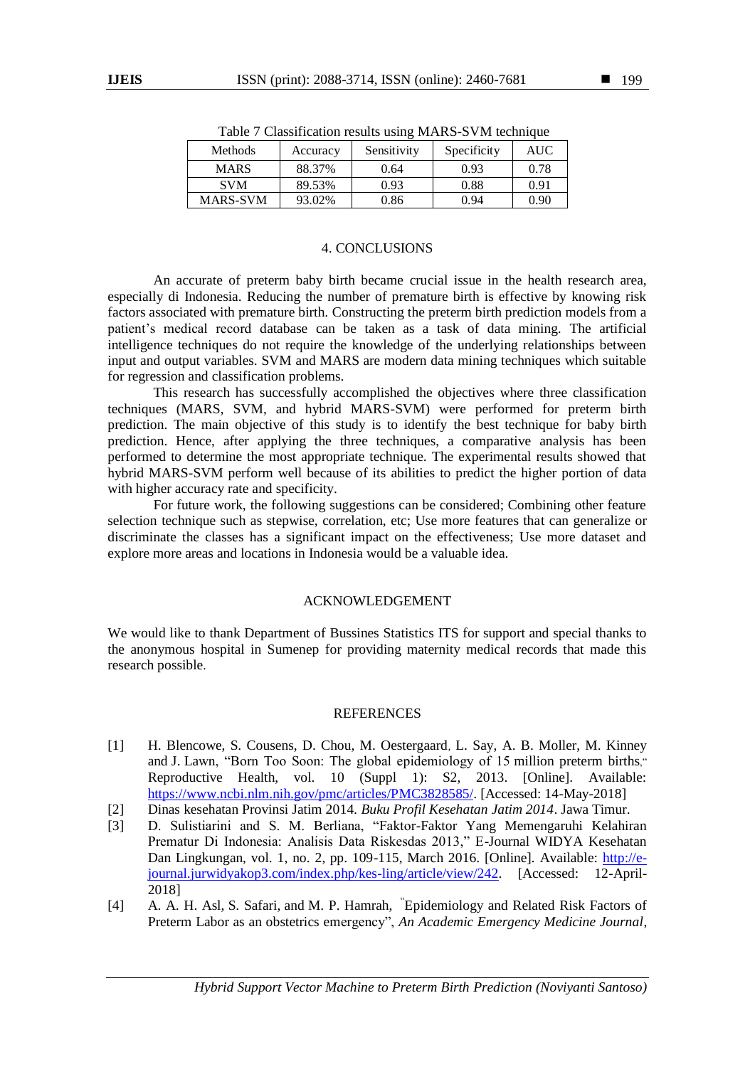Table 7 Classification results using MARS-SVM technique

| Methods | Accuracy | Sensitivity | Specificity | AUC |
|---|---|---|---|---|
| MARS | 88.37% | 0.64 | 0.93 | 0.78 |
| SVM | 89.53% | 0.93 | 0.88 | 0.91 |
| MARS-SVM | 93.02% | 0.86 | 0.94 | 0.90 |

## 4. CONCLUSIONS

An accurate of preterm baby birth became crucial issue in the health research area, especially di Indonesia. Reducing the number of premature birth is effective by knowing risk factors associated with premature birth. Constructing the preterm birth prediction models from a patient's medical record database can be taken as a task of data mining. The artificial intelligence techniques do not require the knowledge of the underlying relationships between input and output variables. SVM and MARS are modern data mining techniques which suitable for regression and classification problems.

This research has successfully accomplished the objectives where three classification techniques (MARS, SVM, and hybrid MARS-SVM) were performed for preterm birth prediction. The main objective of this study is to identify the best technique for baby birth prediction. Hence, after applying the three techniques, a comparative analysis has been performed to determine the most appropriate technique. The experimental results showed that hybrid MARS-SVM perform well because of its abilities to predict the higher portion of data with higher accuracy rate and specificity.

For future work, the following suggestions can be considered; Combining other feature selection technique such as stepwise, correlation, etc; Use more features that can generalize or discriminate the classes has a significant impact on the effectiveness; Use more dataset and explore more areas and locations in Indonesia would be a valuable idea.

## ACKNOWLEDGEMENT

We would like to thank Department of Bussines Statistics ITS for support and special thanks to the anonymous hospital in Sumenep for providing maternity medical records that made this research possible.

## REFERENCES

[1] H. Blencowe, S. Cousens, D. Chou, M. Oestergaard, L. Say, A. B. Moller, M. Kinney and J. Lawn, "Born Too Soon: The global epidemiology of 15 million preterm births," Reproductive Health, vol. 10 (Suppl 1): S2, 2013. [Online]. Available: https://www.ncbi.nlm.nih.gov/pmc/articles/PMC3828585/. [Accessed: 14-May-2018]

[2] Dinas kesehatan Provinsi Jatim 2014. *Buku Profil Kesehatan Jatim 2014*. Jawa Timur.

[3] D. Sulistiarini and S. M. Berliana, "Faktor-Faktor Yang Memengaruhi Kelahiran Prematur Di Indonesia: Analisis Data Riskesdas 2013," E-Journal WIDYA Kesehatan Dan Lingkungan, vol. 1, no. 2, pp. 109-115, March 2016. [Online]. Available: http://e-journal.jurwidyakop3.com/index.php/kes-ling/article/view/242. [Accessed: 12-April-2018]

[4] A. A. H. Asl, S. Safari, and M. P. Hamrah, "Epidemiology and Related Risk Factors of Preterm Labor as an obstetrics emergency", *An Academic Emergency Medicine Journal*,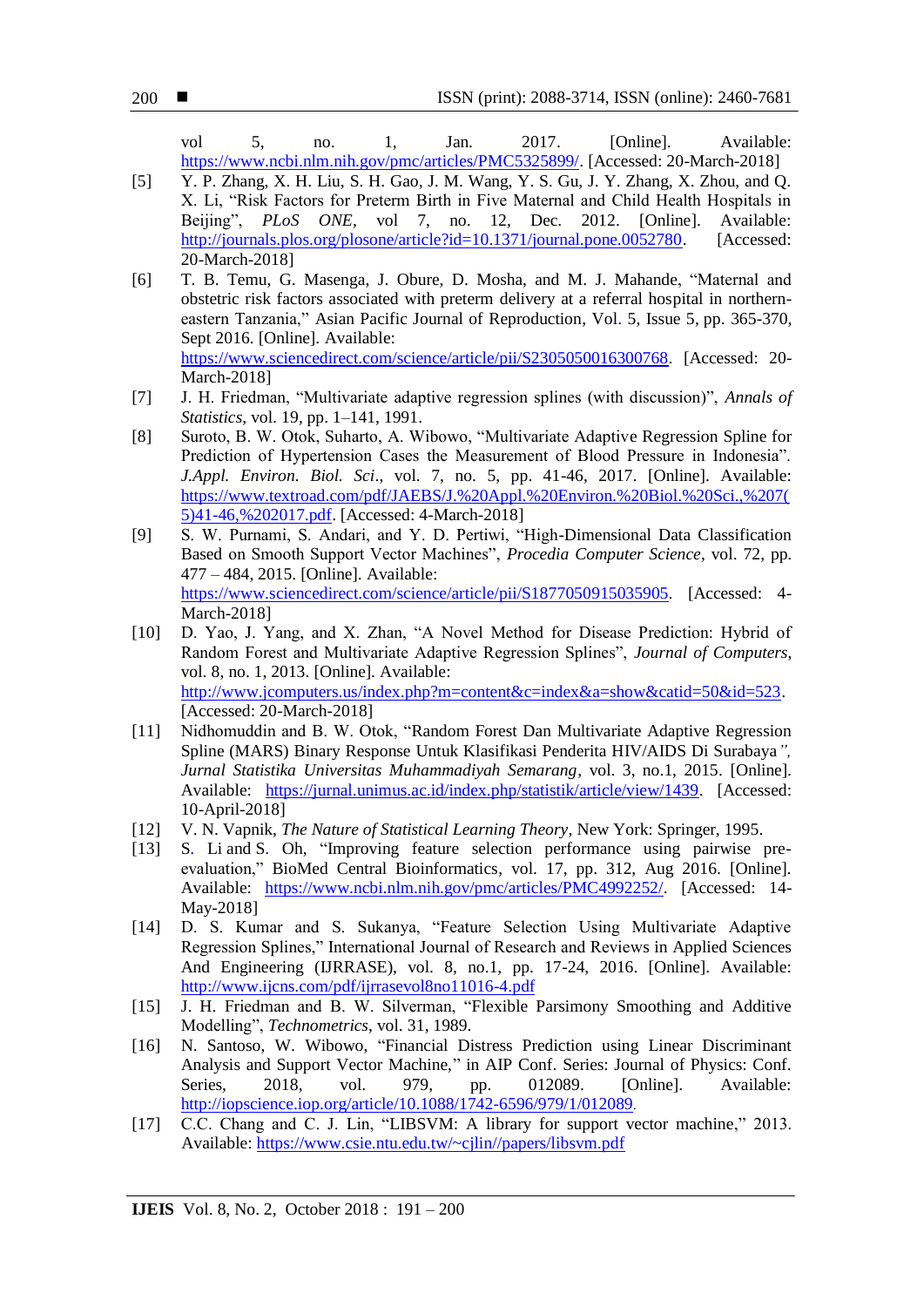vol 5, no. 1, Jan. 2017. [Online]. Available: https://www.ncbi.nlm.nih.gov/pmc/articles/PMC5325899/. [Accessed: 20-March-2018]

[5] Y. P. Zhang, X. H. Liu, S. H. Gao, J. M. Wang, Y. S. Gu, J. Y. Zhang, X. Zhou, and Q. X. Li, "Risk Factors for Preterm Birth in Five Maternal and Child Health Hospitals in Beijing", *PLoS ONE*, vol 7, no. 12, Dec. 2012. [Online]. Available: http://journals.plos.org/plosone/article?id=10.1371/journal.pone.0052780. [Accessed: 20-March-2018]

[6] T. B. Temu, G. Masenga, J. Obure, D. Mosha, and M. J. Mahande, "Maternal and obstetric risk factors associated with preterm delivery at a referral hospital in northern-eastern Tanzania," Asian Pacific Journal of Reproduction, Vol. 5, Issue 5, pp. 365-370, Sept 2016. [Online]. Available: https://www.sciencedirect.com/science/article/pii/S2305050016300768. [Accessed: 20-March-2018]

[7] J. H. Friedman, "Multivariate adaptive regression splines (with discussion)", *Annals of Statistics*, vol. 19, pp. 1–141, 1991.

[8] Suroto, B. W. Otok, Suharto, A. Wibowo, "Multivariate Adaptive Regression Spline for Prediction of Hypertension Cases the Measurement of Blood Pressure in Indonesia". *J.Appl. Environ. Biol. Sci*., vol. 7, no. 5, pp. 41-46, 2017. [Online]. Available: https://www.textroad.com/pdf/JAEBS/J.%20Appl.%20Environ.%20Biol.%20Sci.,%207(5)41-46,%202017.pdf. [Accessed: 4-March-2018]

[9] S. W. Purnami, S. Andari, and Y. D. Pertiwi, "High-Dimensional Data Classification Based on Smooth Support Vector Machines", *Procedia Computer Science*, vol. 72, pp. 477 – 484, 2015. [Online]. Available: https://www.sciencedirect.com/science/article/pii/S1877050915035905. [Accessed: 4-March-2018]

[10] D. Yao, J. Yang, and X. Zhan, "A Novel Method for Disease Prediction: Hybrid of Random Forest and Multivariate Adaptive Regression Splines", *Journal of Computers*, vol. 8, no. 1, 2013. [Online]. Available: http://www.jcomputers.us/index.php?m=content&c=index&a=show&catid=50&id=523. [Accessed: 20-March-2018]

[11] Nidhomuddin and B. W. Otok, "Random Forest Dan Multivariate Adaptive Regression Spline (MARS) Binary Response Untuk Klasifikasi Penderita HIV/AIDS Di Surabaya", *Jurnal Statistika Universitas Muhammadiyah Semarang*, vol. 3, no.1, 2015. [Online]. Available: https://jurnal.unimus.ac.id/index.php/statistik/article/view/1439. [Accessed: 10-April-2018]

[12] V. N. Vapnik, *The Nature of Statistical Learning Theory*, New York: Springer, 1995.

[13] S. Li and S. Oh, "Improving feature selection performance using pairwise pre-evaluation," BioMed Central Bioinformatics, vol. 17, pp. 312, Aug 2016. [Online]. Available: https://www.ncbi.nlm.nih.gov/pmc/articles/PMC4992252/. [Accessed: 14-May-2018]

[14] D. S. Kumar and S. Sukanya, "Feature Selection Using Multivariate Adaptive Regression Splines," International Journal of Research and Reviews in Applied Sciences And Engineering (IJRRASE), vol. 8, no.1, pp. 17-24, 2016. [Online]. Available: http://www.ijcns.com/pdf/ijrrasevol8no11016-4.pdf

[15] J. H. Friedman and B. W. Silverman, "Flexible Parsimony Smoothing and Additive Modelling", *Technometrics*, vol. 31, 1989.

[16] N. Santoso, W. Wibowo, "Financial Distress Prediction using Linear Discriminant Analysis and Support Vector Machine," in AIP Conf. Series: Journal of Physics: Conf. Series, 2018, vol. 979, pp. 012089. [Online]. Available: http://iopscience.iop.org/article/10.1088/1742-6596/979/1/012089.

[17] C.C. Chang and C. J. Lin, "LIBSVM: A library for support vector machine," 2013. Available: https://www.csie.ntu.edu.tw/~cjlin//papers/libsvm.pdf